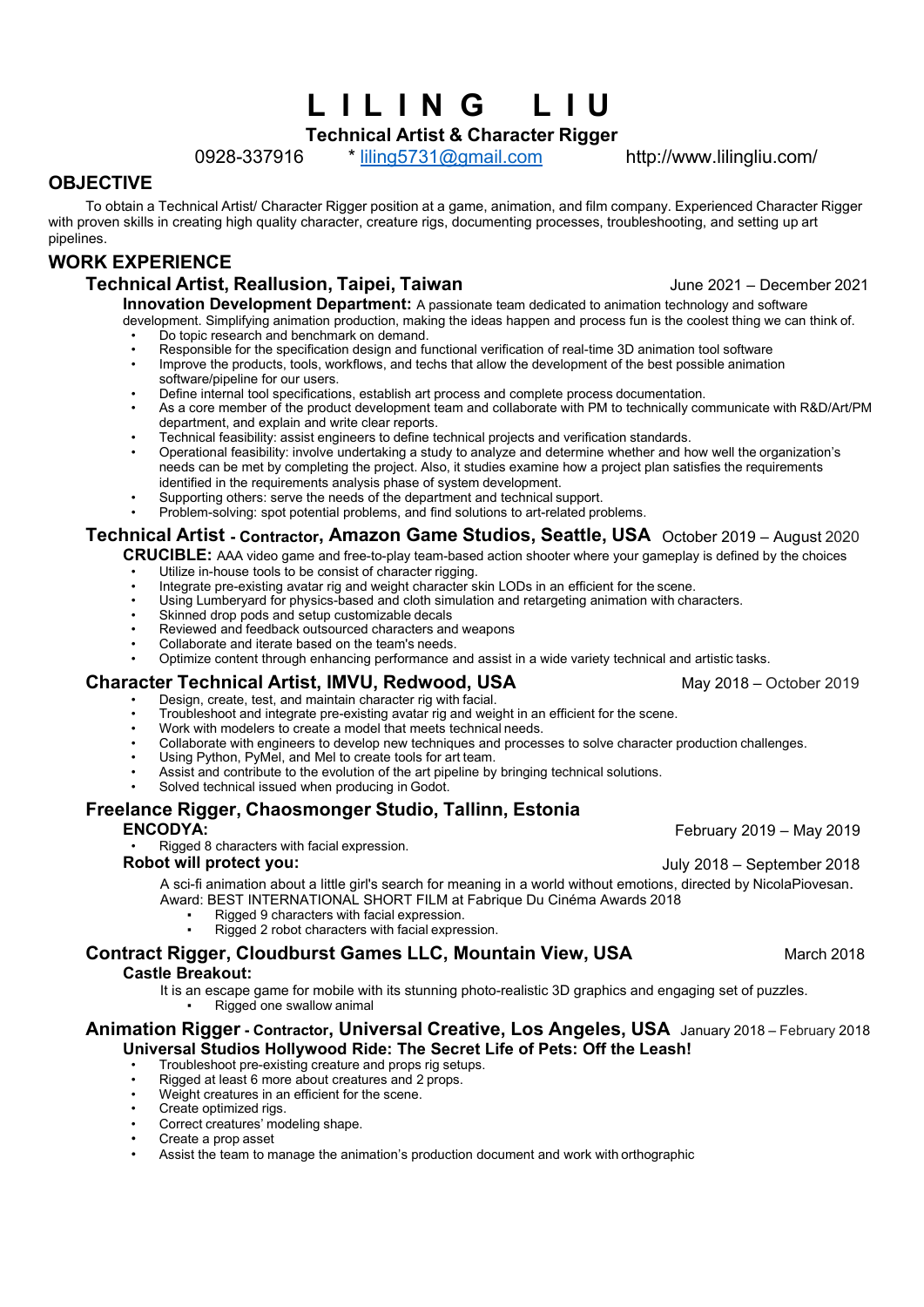# L I L I N G L I U

**Technical Artist & Character Rigger**

0928-337916 * liling5731@gmail.com http://www.lilingliu.com/

## OBJECTIVE

To obtain a Technical Artist/ Character Rigger position at a game, animation, and film company. Experienced Character Rigger with proven skills in creating high quality character, creature rigs, documenting processes, troubleshooting, and setting up art pipelines.

## WORK EXPERIENCE

### Technical Artist, Reallusion, Taipei, Taiwan — June 2021 – December 2021

**Innovation Development Department:** A passionate team dedicated to animation technology and software development. Simplifying animation production, making the ideas happen and process fun is the coolest thing we can think of.

- Do topic research and benchmark on demand.
- Responsible for the specification design and functional verification of real-time 3D animation tool software
- Improve the products, tools, workflows, and techs that allow the development of the best possible animation software/pipeline for our users.
- Define internal tool specifications, establish art process and complete process documentation.
- As a core member of the product development team and collaborate with PM to technically communicate with R&D/Art/PM department, and explain and write clear reports.
- Technical feasibility: assist engineers to define technical projects and verification standards.
- Operational feasibility: involve undertaking a study to analyze and determine whether and how well the organization's needs can be met by completing the project. Also, it studies examine how a project plan satisfies the requirements identified in the requirements analysis phase of system development.
- Supporting others: serve the needs of the department and technical support.
- Problem-solving: spot potential problems, and find solutions to art-related problems.

### Technical Artist - Contractor, Amazon Game Studios, Seattle, USA — October 2019 – August 2020

**CRUCIBLE:** AAA video game and free-to-play team-based action shooter where your gameplay is defined by the choices

- Utilize in-house tools to be consist of character rigging.
- Integrate pre-existing avatar rig and weight character skin LODs in an efficient for the scene.
- Using Lumberyard for physics-based and cloth simulation and retargeting animation with characters.
- Skinned drop pods and setup customizable decals
- Reviewed and feedback outsourced characters and weapons
- Collaborate and iterate based on the team's needs.
- Optimize content through enhancing performance and assist in a wide variety technical and artistic tasks.

### Character Technical Artist, IMVU, Redwood, USA — May 2018 – October 2019

- Design, create, test, and maintain character rig with facial.
- Troubleshoot and integrate pre-existing avatar rig and weight in an efficient for the scene.
- Work with modelers to create a model that meets technical needs.
- Collaborate with engineers to develop new techniques and processes to solve character production challenges.
- Using Python, PyMel, and Mel to create tools for art team.
- Assist and contribute to the evolution of the art pipeline by bringing technical solutions.
- Solved technical issued when producing in Godot.

### Freelance Rigger, Chaosmonger Studio, Tallinn, Estonia

**ENCODYA:** — February 2019 – May 2019

- Rigged 8 characters with facial expression.

**Robot will protect you:** — July 2018 – September 2018

A sci-fi animation about a little girl's search for meaning in a world without emotions, directed by NicolaPiovesan.
Award: BEST INTERNATIONAL SHORT FILM at Fabrique Du Cinéma Awards 2018

- Rigged 9 characters with facial expression.
- Rigged 2 robot characters with facial expression.

### Contract Rigger, Cloudburst Games LLC, Mountain View, USA — March 2018

**Castle Breakout:**

It is an escape game for mobile with its stunning photo-realistic 3D graphics and engaging set of puzzles.

- Rigged one swallow animal

### Animation Rigger - Contractor, Universal Creative, Los Angeles, USA — January 2018 – February 2018

**Universal Studios Hollywood Ride: The Secret Life of Pets: Off the Leash!**

- Troubleshoot pre-existing creature and props rig setups.
- Rigged at least 6 more about creatures and 2 props.
- Weight creatures in an efficient for the scene.
- Create optimized rigs.
- Correct creatures' modeling shape.
- Create a prop asset
- Assist the team to manage the animation's production document and work with orthographic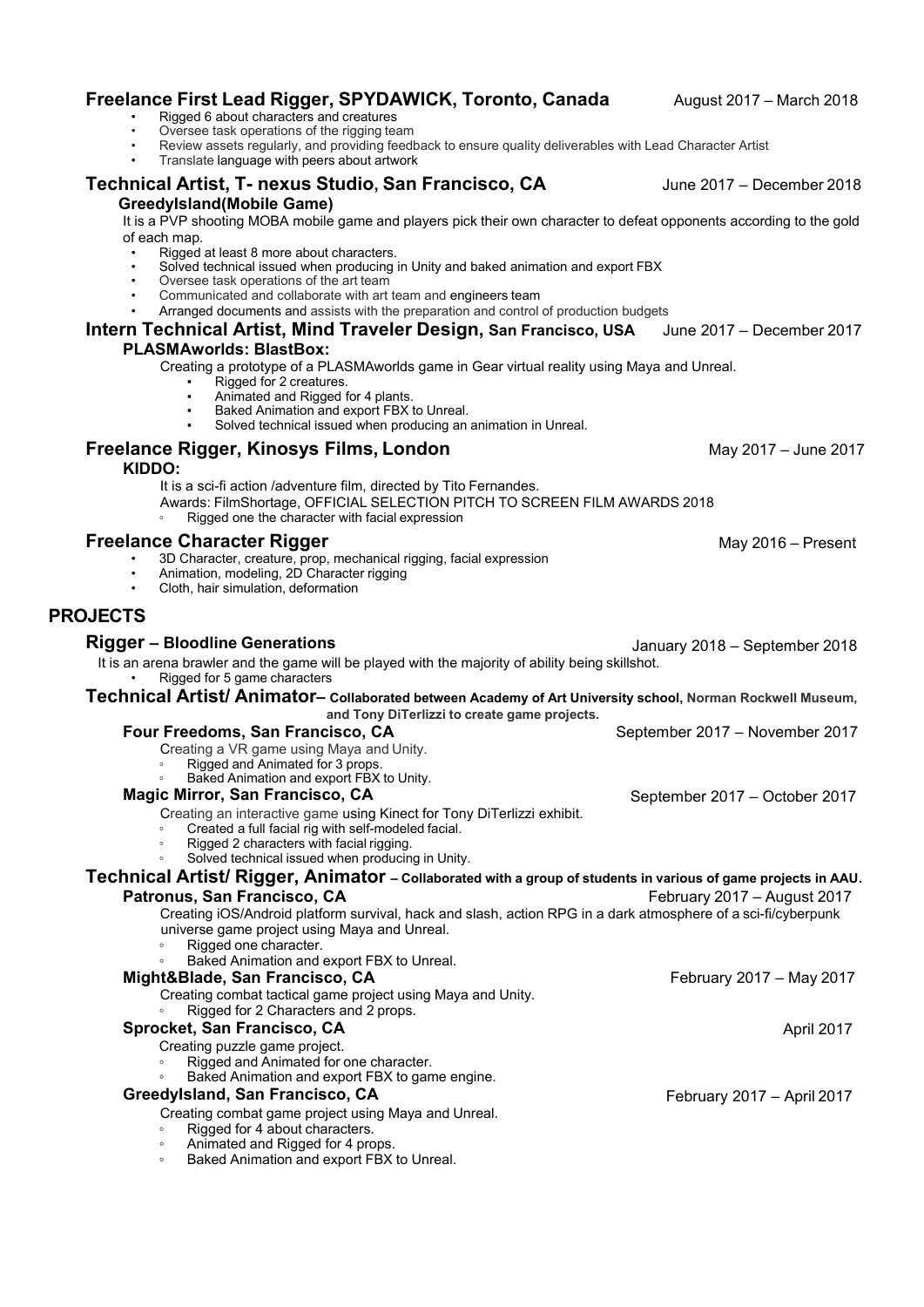### Freelance First Lead Rigger, SPYDAWICK, Toronto, Canada — August 2017 – March 2018

- Rigged 6 about characters and creatures
- Oversee task operations of the rigging team
- Review assets regularly, and providing feedback to ensure quality deliverables with Lead Character Artist
- Translate language with peers about artwork

### Technical Artist, T- nexus Studio, San Francisco, CA — June 2017 – December 2018

**GreedyIsland(Mobile Game)**

It is a PVP shooting MOBA mobile game and players pick their own character to defeat opponents according to the gold of each map.

- Rigged at least 8 more about characters.
- Solved technical issued when producing in Unity and baked animation and export FBX
- Oversee task operations of the art team
- Communicated and collaborate with art team and engineers team
- Arranged documents and assists with the preparation and control of production budgets

### Intern Technical Artist, Mind Traveler Design, San Francisco, USA — June 2017 – December 2017

**PLASMAworlds: BlastBox:**

Creating a prototype of a PLASMAworlds game in Gear virtual reality using Maya and Unreal.

- Rigged for 2 creatures.
- Animated and Rigged for 4 plants.
- Baked Animation and export FBX to Unreal.
- Solved technical issued when producing an animation in Unreal.

### Freelance Rigger, Kinosys Films, London — May 2017 – June 2017

**KIDDO:**

It is a sci-fi action /adventure film, directed by Tito Fernandes.

Awards: FilmShortage, OFFICIAL SELECTION PITCH TO SCREEN FILM AWARDS 2018

- Rigged one the character with facial expression

### Freelance Character Rigger — May 2016 – Present

- 3D Character, creature, prop, mechanical rigging, facial expression
- Animation, modeling, 2D Character rigging
- Cloth, hair simulation, deformation

## PROJECTS

### Rigger – Bloodline Generations — January 2018 – September 2018

It is an arena brawler and the game will be played with the majority of ability being skillshot.

- Rigged for 5 game characters

### Technical Artist/ Animator– Collaborated between Academy of Art University school, Norman Rockwell Museum, and Tony DiTerlizzi to create game projects.

**Four Freedoms, San Francisco, CA** — September 2017 – November 2017

Creating a VR game using Maya and Unity.

- Rigged and Animated for 3 props.
- Baked Animation and export FBX to Unity.

**Magic Mirror, San Francisco, CA** — September 2017 – October 2017

Creating an interactive game using Kinect for Tony DiTerlizzi exhibit.

- Created a full facial rig with self-modeled facial.
- Rigged 2 characters with facial rigging.
- Solved technical issued when producing in Unity.

### Technical Artist/ Rigger, Animator – Collaborated with a group of students in various of game projects in AAU.

**Patronus, San Francisco, CA** — February 2017 – August 2017

Creating iOS/Android platform survival, hack and slash, action RPG in a dark atmosphere of a sci-fi/cyberpunk universe game project using Maya and Unreal.

- Rigged one character.
- Baked Animation and export FBX to Unreal.

**Might&Blade, San Francisco, CA** — February 2017 – May 2017

Creating combat tactical game project using Maya and Unity.

- Rigged for 2 Characters and 2 props.

**Sprocket, San Francisco, CA** — April 2017

Creating puzzle game project.

- Rigged and Animated for one character.
- Baked Animation and export FBX to game engine.

**GreedyIsland, San Francisco, CA** — February 2017 – April 2017

Creating combat game project using Maya and Unreal.

- Rigged for 4 about characters.
- Animated and Rigged for 4 props.
- Baked Animation and export FBX to Unreal.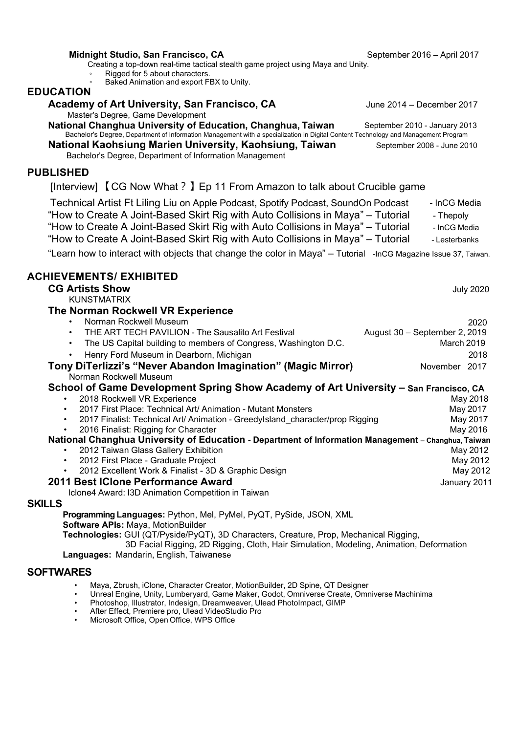**Midnight Studio, San Francisco, CA** September 2016 – April 2017

Creating a top-down real-time tactical stealth game project using Maya and Unity.

- Rigged for 5 about characters.
- Baked Animation and export FBX to Unity.

## EDUCATION

**Academy of Art University, San Francisco, CA** June 2014 – December 2017

Master's Degree, Game Development

**National Changhua University of Education, Changhua, Taiwan** September 2010 - January 2013

Bachelor's Degree, Department of Information Management with a specialization in Digital Content Technology and Management Program

**National Kaohsiung Marien University, Kaohsiung, Taiwan** September 2008 - June 2010

Bachelor's Degree, Department of Information Management

## PUBLISHED

[Interview] 【CG Now What？】Ep 11 From Amazon to talk about Crucible game

Technical Artist Ft Liling Liu on Apple Podcast, Spotify Podcast, SoundOn Podcast - InCG Media

"How to Create A Joint-Based Skirt Rig with Auto Collisions in Maya" – Tutorial - Thepoly

"How to Create A Joint-Based Skirt Rig with Auto Collisions in Maya" – Tutorial - InCG Media

"How to Create A Joint-Based Skirt Rig with Auto Collisions in Maya" – Tutorial - Lesterbanks

"Learn how to interact with objects that change the color in Maya" – Tutorial -InCG Magazine Issue 37, Taiwan.

## ACHIEVEMENTS/ EXHIBITED

**CG Artists Show** July 2020

KUNSTMATRIX

**The Norman Rockwell VR Experience**

- Norman Rockwell Museum 2020
- THE ART TECH PAVILION - The Sausalito Art Festival August 30 – September 2, 2019
- The US Capital building to members of Congress, Washington D.C. March 2019
- Henry Ford Museum in Dearborn, Michigan 2018

**Tony DiTerlizzi's "Never Abandon Imagination" (Magic Mirror)** November 2017

Norman Rockwell Museum

**School of Game Development Spring Show Academy of Art University – San Francisco, CA**

- 2018 Rockwell VR Experience May 2018
- 2017 First Place: Technical Art/ Animation - Mutant Monsters May 2017
- 2017 Finalist: Technical Art/ Animation - GreedyIsland_character/prop Rigging May 2017
- 2016 Finalist: Rigging for Character May 2016

**National Changhua University of Education - Department of Information Management – Changhua, Taiwan**

- 2012 Taiwan Glass Gallery Exhibition May 2012
- 2012 First Place - Graduate Project May 2012
- 2012 Excellent Work & Finalist - 3D & Graphic Design May 2012

**2011 Best IClone Performance Award** January 2011

Iclone4 Award: I3D Animation Competition in Taiwan

## SKILLS

**Programming Languages:** Python, Mel, PyMel, PyQT, PySide, JSON, XML

**Software APIs:** Maya, MotionBuilder

**Technologies:** GUI (QT/Pyside/PyQT), 3D Characters, Creature, Prop, Mechanical Rigging, 3D Facial Rigging, 2D Rigging, Cloth, Hair Simulation, Modeling, Animation, Deformation

**Languages:** Mandarin, English, Taiwanese

## SOFTWARES

- Maya, Zbrush, iClone, Character Creator, MotionBuilder, 2D Spine, QT Designer
- Unreal Engine, Unity, Lumberyard, Game Maker, Godot, Omniverse Create, Omniverse Machinima
- Photoshop, Illustrator, Indesign, Dreamweaver, Ulead PhotoImpact, GIMP
- After Effect, Premiere pro, Ulead VideoStudio Pro
- Microsoft Office, Open Office, WPS Office